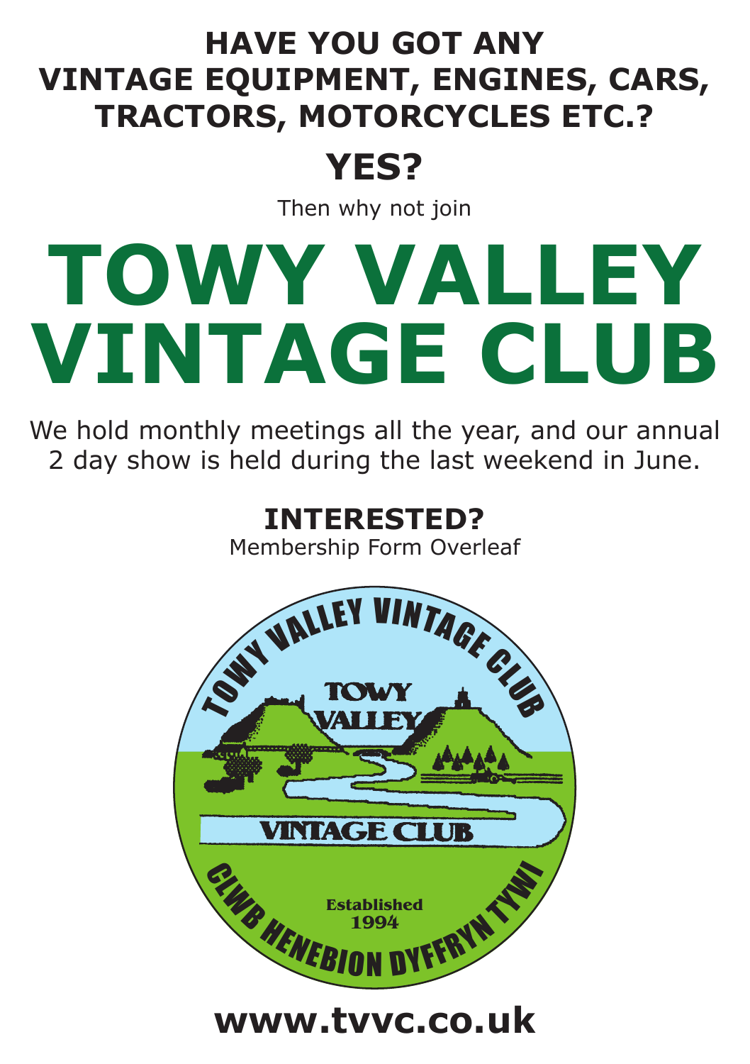**HAVE YOU GOT ANY VINTAGE EQUIPMENT, ENGINES, CARS, TRACTORS, MOTORCYCLES ETC.?**

## YES?

Then why not join

# TOWY VALLEY VINTAGE CLUB

We hold monthly meetings all the year, and our annual 2 day show is held during the last weekend in June.

**INTERESTED?**

Membership Form Overleaf

TOWY VALLEY VINTAGE CLUB

TOWY VALLEY

VINTAGE CLUB

Established 1994

CLWB HENEBION DYFFRYN TYWI

**www.tvvc.co.uk**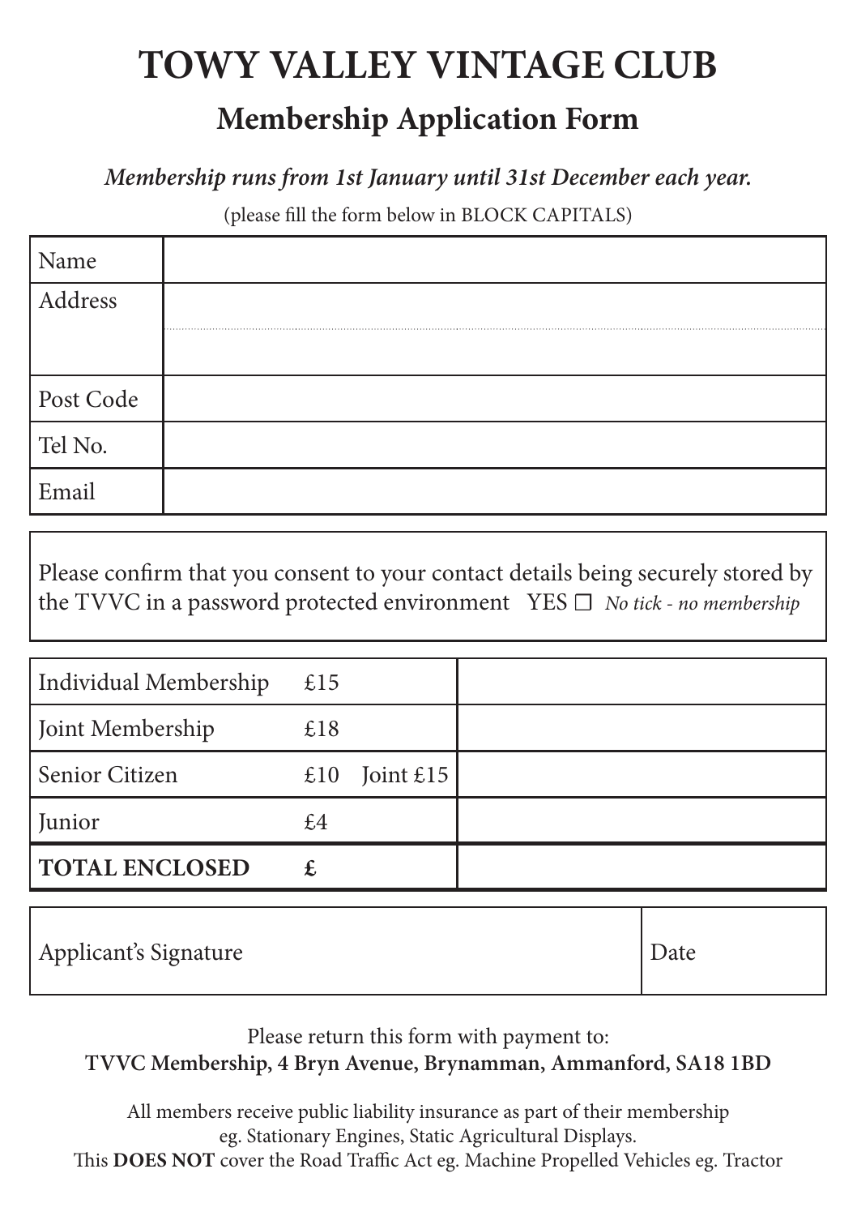# TOWY VALLEY VINTAGE CLUB

## Membership Application Form

***Membership runs from 1st January until 31st December each year.***

(please fill the form below in BLOCK CAPITALS)

| | |
|---|---|
| Name | |
| Address | |
| Post Code | |
| Tel No. | |
| Email | |

Please confirm that you consent to your contact details being securely stored by the TVVC in a password protected environment YES ☐ *No tick - no membership*

| | | | |
|---|---|---|---|
| Individual Membership | £15 | | |
| Joint Membership | £18 | | |
| Senior Citizen | £10 | Joint £15 | |
| Junior | £4 | | |
| **TOTAL ENCLOSED** | **£** | | |

| | |
|---|---|
| Applicant's Signature | Date |

Please return this form with payment to:
**TVVC Membership, 4 Bryn Avenue, Brynamman, Ammanford, SA18 1BD**

All members receive public liability insurance as part of their membership eg. Stationary Engines, Static Agricultural Displays.
This **DOES NOT** cover the Road Traffic Act eg. Machine Propelled Vehicles eg. Tractor